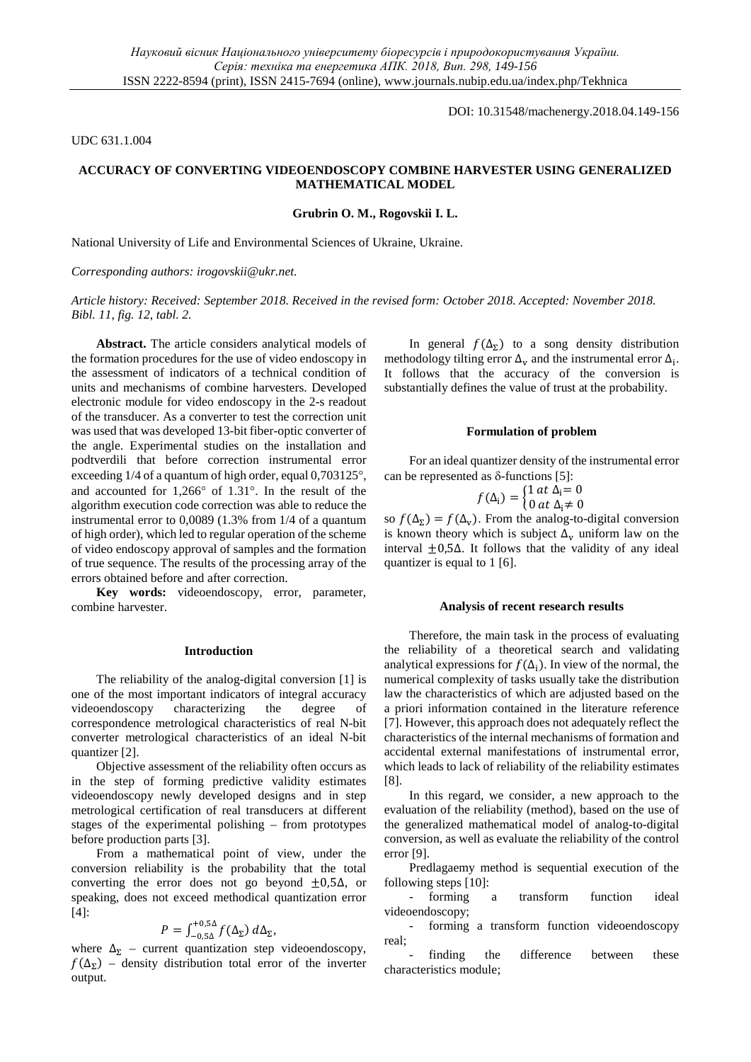DOI: 10.31548/machenergy.2018.04.149-156

UDC 631.1.004

## ACCURACY OF CONVERTING VIDEOENDOSCOPY COMBINE HARVESTER USING GENERALIZED MATHEMATICAL MODEL

**Grubrin O. M., Rogovskii I. L.**

National University of Life and Environmental Sciences of Ukraine, Ukraine.

*Corresponding authors: irogovskii@ukr.net.*

*Article history: Received: September 2018. Received in the revised form: October 2018. Accepted: November 2018. Bibl. 11, fig. 12, tabl. 2.*

**Abstract.** The article considers analytical models of the formation procedures for the use of video endoscopy in the assessment of indicators of a technical condition of units and mechanisms of combine harvesters. Developed electronic module for video endoscopy in the 2-s readout of the transducer. As a converter to test the correction unit was used that was developed 13-bit fiber-optic converter of the angle. Experimental studies on the installation and podtverdili that before correction instrumental error exceeding 1/4 of a quantum of high order, equal 0,703125°, and accounted for 1,266° of 1.31°. In the result of the algorithm execution code correction was able to reduce the instrumental error to 0,0089 (1.3% from 1/4 of a quantum of high order), which led to regular operation of the scheme of video endoscopy approval of samples and the formation of true sequence. The results of the processing array of the errors obtained before and after correction.

**Key words:** videoendoscopy, error, parameter, combine harvester.

### Introduction

The reliability of the analog-digital conversion [1] is one of the most important indicators of integral accuracy videoendoscopy characterizing the degree of correspondence metrological characteristics of real N-bit converter metrological characteristics of an ideal N-bit quantizer [2].

Objective assessment of the reliability often occurs as in the step of forming predictive validity estimates videoendoscopy newly developed designs and in step metrological certification of real transducers at different stages of the experimental polishing – from prototypes before production parts [3].

From a mathematical point of view, under the conversion reliability is the probability that the total converting the error does not go beyond $\pm 0{,}5\Delta$, or speaking, does not exceed methodical quantization error [4]:

$$P = \int_{-0{,}5\Delta}^{+0{,}5\Delta} f(\Delta_{\Sigma})\, d\Delta_{\Sigma},$$

where $\Delta_{\Sigma}$ – current quantization step videoendoscopy, $f(\Delta_{\Sigma})$ – density distribution total error of the inverter output.

In general $f(\Delta_{\Sigma})$ to a song density distribution methodology tilting error $\Delta_{\mathrm{v}}$ and the instrumental error $\Delta_{\mathrm{i}}$. It follows that the accuracy of the conversion is substantially defines the value of trust at the probability.

### Formulation of problem

For an ideal quantizer density of the instrumental error can be represented as δ-functions [5]:

$$f(\Delta_{\mathrm{i}}) = \begin{cases} 1 \ at \ \Delta_{\mathrm{i}} = 0 \\ 0 \ at \ \Delta_{\mathrm{i}} \neq 0 \end{cases}$$

so $f(\Delta_{\Sigma}) = f(\Delta_{\mathrm{v}})$. From the analog-to-digital conversion is known theory which is subject $\Delta_{\mathrm{v}}$ uniform law on the interval $\pm 0{,}5\Delta$. It follows that the validity of any ideal quantizer is equal to 1 [6].

### Analysis of recent research results

Therefore, the main task in the process of evaluating the reliability of a theoretical search and validating analytical expressions for $f(\Delta_{\mathrm{i}})$. In view of the normal, the numerical complexity of tasks usually take the distribution law the characteristics of which are adjusted based on the a priori information contained in the literature reference [7]. However, this approach does not adequately reflect the characteristics of the internal mechanisms of formation and accidental external manifestations of instrumental error, which leads to lack of reliability of the reliability estimates [8].

In this regard, we consider, a new approach to the evaluation of the reliability (method), based on the use of the generalized mathematical model of analog-to-digital conversion, as well as evaluate the reliability of the control error [9].

Predlagaemy method is sequential execution of the following steps [10]:

- forming a transform function ideal videoendoscopy;
- forming a transform function videoendoscopy real;
- finding the difference between these characteristics module;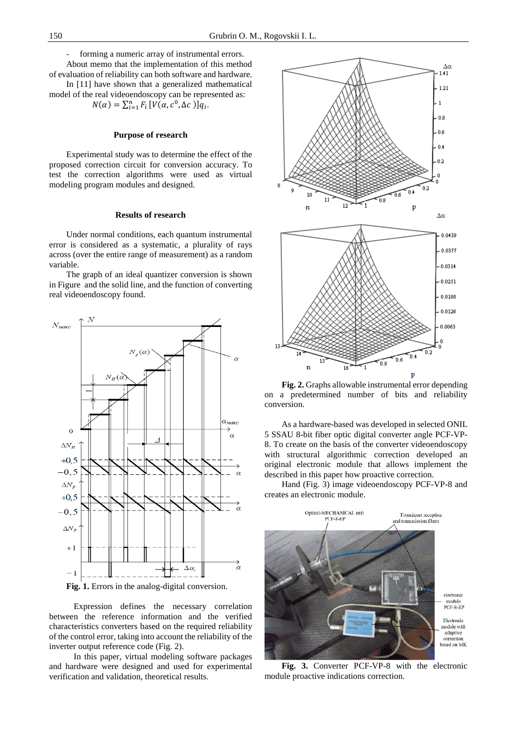- forming a numeric array of instrumental errors.

About memo that the implementation of this method of evaluation of reliability can both software and hardware.

In [11] have shown that a generalized mathematical model of the real videoendoscopy can be represented as:

$$N(\alpha) = \sum_{i=1}^{n} F_i\,[V(\alpha, c^0, \Delta c\,)]q_i.$$

### Purpose of research

Experimental study was to determine the effect of the proposed correction circuit for conversion accuracy. To test the correction algorithms were used as virtual modeling program modules and designed.

### Results of research

Under normal conditions, each quantum instrumental error is considered as a systematic, a plurality of rays across (over the entire range of measurement) as a random variable.

The graph of an ideal quantizer conversion is shown in Figure and the solid line, and the function of converting real videoendoscopy found.

**Fig. 1.** Errors in the analog-digital conversion.

Expression defines the necessary correlation between the reference information and the verified characteristics converters based on the required reliability of the control error, taking into account the reliability of the inverter output reference code (Fig. 2).

In this paper, virtual modeling software packages and hardware were designed and used for experimental verification and validation, theoretical results.

**Fig. 2.** Graphs allowable instrumental error depending on a predetermined number of bits and reliability conversion.

As a hardware-based was developed in selected ONIL 5 SSAU 8-bit fiber optic digital converter angle PCF-VP-8. To create on the basis of the converter videoendoscopy with structural algorithmic correction developed an original electronic module that allows implement the described in this paper how proactive correction.

Hand (Fig. 3) image videoendoscopy PCF-VP-8 and creates an electronic module.

**Fig. 3.** Converter PCF-VP-8 with the electronic module proactive indications correction.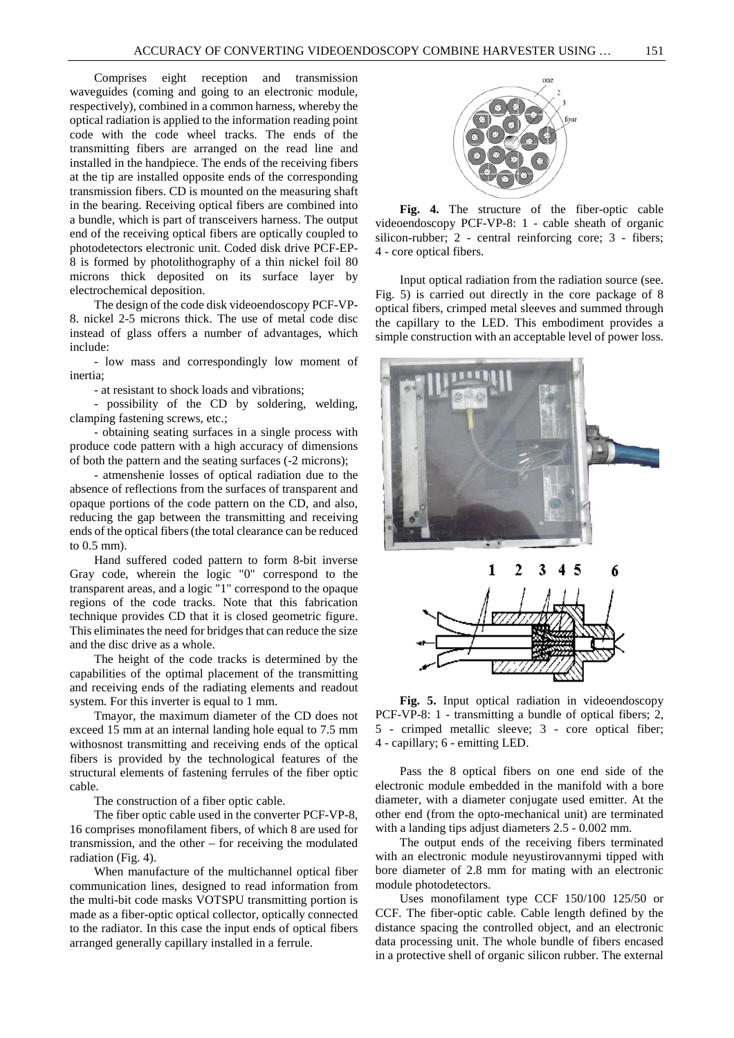Comprises eight reception and transmission waveguides (coming and going to an electronic module, respectively), combined in a common harness, whereby the optical radiation is applied to the information reading point code with the code wheel tracks. The ends of the transmitting fibers are arranged on the read line and installed in the handpiece. The ends of the receiving fibers at the tip are installed opposite ends of the corresponding transmission fibers. CD is mounted on the measuring shaft in the bearing. Receiving optical fibers are combined into a bundle, which is part of transceivers harness. The output end of the receiving optical fibers are optically coupled to photodetectors electronic unit. Coded disk drive PCF-EP-8 is formed by photolithography of a thin nickel foil 80 microns thick deposited on its surface layer by electrochemical deposition.

The design of the code disk videoendoscopy PCF-VP-8. nickel 2-5 microns thick. The use of metal code disc instead of glass offers a number of advantages, which include:

- low mass and correspondingly low moment of inertia;

- at resistant to shock loads and vibrations;

- possibility of the CD by soldering, welding, clamping fastening screws, etc.;

- obtaining seating surfaces in a single process with produce code pattern with a high accuracy of dimensions of both the pattern and the seating surfaces (-2 microns);

- atmenshenie losses of optical radiation due to the absence of reflections from the surfaces of transparent and opaque portions of the code pattern on the CD, and also, reducing the gap between the transmitting and receiving ends of the optical fibers (the total clearance can be reduced to 0.5 mm).

Hand suffered coded pattern to form 8-bit inverse Gray code, wherein the logic "0" correspond to the transparent areas, and a logic "1" correspond to the opaque regions of the code tracks. Note that this fabrication technique provides CD that it is closed geometric figure. This eliminates the need for bridges that can reduce the size and the disc drive as a whole.

The height of the code tracks is determined by the capabilities of the optimal placement of the transmitting and receiving ends of the radiating elements and readout system. For this inverter is equal to 1 mm.

Tmayor, the maximum diameter of the CD does not exceed 15 mm at an internal landing hole equal to 7.5 mm withosnost transmitting and receiving ends of the optical fibers is provided by the technological features of the structural elements of fastening ferrules of the fiber optic cable.

The construction of a fiber optic cable.

The fiber optic cable used in the converter PCF-VP-8, 16 comprises monofilament fibers, of which 8 are used for transmission, and the other – for receiving the modulated radiation (Fig. 4).

When manufacture of the multichannel optical fiber communication lines, designed to read information from the multi-bit code masks VOTSPU transmitting portion is made as a fiber-optic optical collector, optically connected to the radiator. In this case the input ends of optical fibers arranged generally capillary installed in a ferrule.

**Fig. 4.** The structure of the fiber-optic cable videoendoscopy PCF-VP-8: 1 - cable sheath of organic silicon-rubber; 2 - central reinforcing core; 3 - fibers; 4 - core optical fibers.

Input optical radiation from the radiation source (see. Fig. 5) is carried out directly in the core package of 8 optical fibers, crimped metal sleeves and summed through the capillary to the LED. This embodiment provides a simple construction with an acceptable level of power loss.

**Fig. 5.** Input optical radiation in videoendoscopy PCF-VP-8: 1 - transmitting a bundle of optical fibers; 2, 5 - crimped metallic sleeve; 3 - core optical fiber; 4 - capillary; 6 - emitting LED.

Pass the 8 optical fibers on one end side of the electronic module embedded in the manifold with a bore diameter, with a diameter conjugate used emitter. At the other end (from the opto-mechanical unit) are terminated with a landing tips adjust diameters 2.5 - 0.002 mm.

The output ends of the receiving fibers terminated with an electronic module neyustirovannymi tipped with bore diameter of 2.8 mm for mating with an electronic module photodetectors.

Uses monofilament type CCF 150/100 125/50 or CCF. The fiber-optic cable. Cable length defined by the distance spacing the controlled object, and an electronic data processing unit. The whole bundle of fibers encased in a protective shell of organic silicon rubber. The external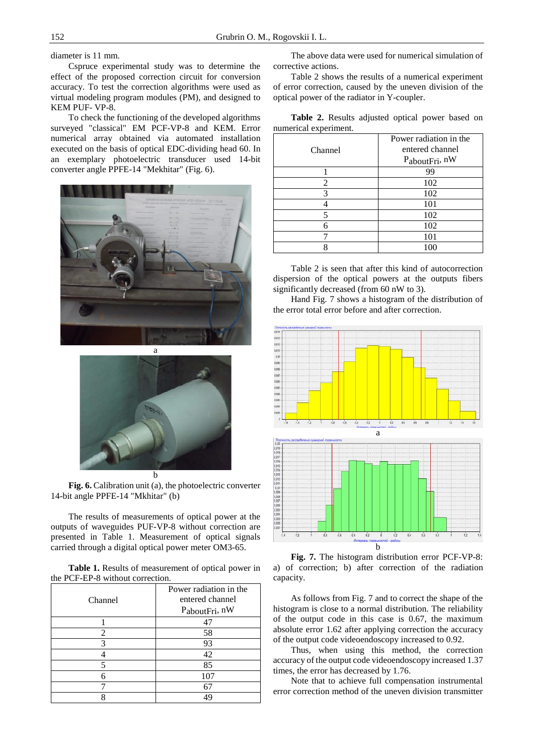diameter is 11 mm.

Cspruce experimental study was to determine the effect of the proposed correction circuit for conversion accuracy. To test the correction algorithms were used as virtual modeling program modules (PM), and designed to KEM PUF- VP-8.

To check the functioning of the developed algorithms surveyed "classical" EM PCF-VP-8 and KEM. Error numerical array obtained via automated installation executed on the basis of optical EDC-dividing head 60. In an exemplary photoelectric transducer used 14-bit converter angle PPFE-14 "Mekhitar" (Fig. 6).

a

b

**Fig. 6.** Calibration unit (a), the photoelectric converter 14-bit angle PPFE-14 "Mkhitar" (b)

The results of measurements of optical power at the outputs of waveguides PUF-VP-8 without correction are presented in Table 1. Measurement of optical signals carried through a digital optical power meter OM3-65.

**Table 1.** Results of measurement of optical power in the PCF-EP-8 without correction.

| Channel | Power radiation in the entered channel $P_{aboutFri}$, nW |
|---|---|
| 1 | 47 |
| 2 | 58 |
| 3 | 93 |
| 4 | 42 |
| 5 | 85 |
| 6 | 107 |
| 7 | 67 |
| 8 | 49 |

The above data were used for numerical simulation of corrective actions.

Table 2 shows the results of a numerical experiment of error correction, caused by the uneven division of the optical power of the radiator in Y-coupler.

**Table 2.** Results adjusted optical power based on numerical experiment.

| Channel | Power radiation in the entered channel $P_{aboutFri}$, nW |
|---|---|
| 1 | 99 |
| 2 | 102 |
| 3 | 102 |
| 4 | 101 |
| 5 | 102 |
| 6 | 102 |
| 7 | 101 |
| 8 | 100 |

Table 2 is seen that after this kind of autocorrection dispersion of the optical powers at the outputs fibers significantly decreased (from 60 nW to 3).

Hand Fig. 7 shows a histogram of the distribution of the error total error before and after correction.

a

b

**Fig. 7.** The histogram distribution error PCF-VP-8: a) of correction; b) after correction of the radiation capacity.

As follows from Fig. 7 and to correct the shape of the histogram is close to a normal distribution. The reliability of the output code in this case is 0.67, the maximum absolute error 1.62 after applying correction the accuracy of the output code videoendoscopy increased to 0.92.

Thus, when using this method, the correction accuracy of the output code videoendoscopy increased 1.37 times, the error has decreased by 1.76.

Note that to achieve full compensation instrumental error correction method of the uneven division transmitter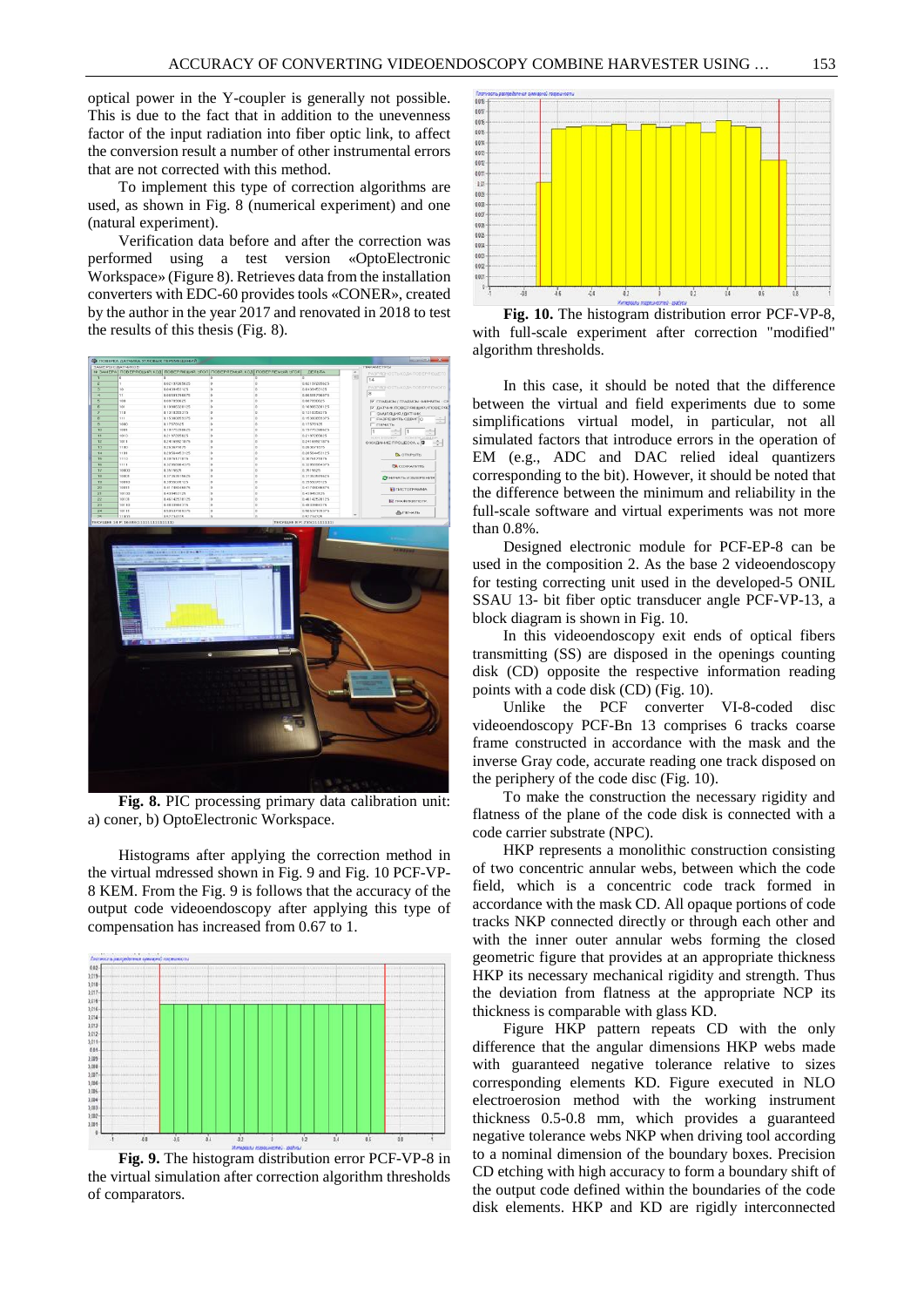optical power in the Y-coupler is generally not possible. This is due to the fact that in addition to the unevenness factor of the input radiation into fiber optic link, to affect the conversion result a number of other instrumental errors that are not corrected with this method.

To implement this type of correction algorithms are used, as shown in Fig. 8 (numerical experiment) and one (natural experiment).

Verification data before and after the correction was performed using a test version «OptoElectronic Workspace» (Figure 8). Retrieves data from the installation converters with EDC-60 provides tools «CONER», created by the author in the year 2017 and renovated in 2018 to test the results of this thesis (Fig. 8).

**Fig. 8.** PIC processing primary data calibration unit: a) coner, b) OptoElectronic Workspace.

Histograms after applying the correction method in the virtual mdressed shown in Fig. 9 and Fig. 10 PCF-VP-8 KEM. From the Fig. 9 is follows that the accuracy of the output code videoendoscopy after applying this type of compensation has increased from 0.67 to 1.

**Fig. 9.** The histogram distribution error PCF-VP-8 in the virtual simulation after correction algorithm thresholds of comparators.

**Fig. 10.** The histogram distribution error PCF-VP-8, with full-scale experiment after correction "modified" algorithm thresholds.

In this case, it should be noted that the difference between the virtual and field experiments due to some simplifications virtual model, in particular, not all simulated factors that introduce errors in the operation of EM (e.g., ADC and DAC relied ideal quantizers corresponding to the bit). However, it should be noted that the difference between the minimum and reliability in the full-scale software and virtual experiments was not more than 0.8%.

Designed electronic module for PCF-EP-8 can be used in the composition 2. As the base 2 videoendoscopy for testing correcting unit used in the developed-5 ONIL SSAU 13- bit fiber optic transducer angle PCF-VP-13, a block diagram is shown in Fig. 10.

In this videoendoscopy exit ends of optical fibers transmitting (SS) are disposed in the openings counting disk (CD) opposite the respective information reading points with a code disk (CD) (Fig. 10).

Unlike the PCF converter VI-8-coded disc videoendoscopy PCF-Bn 13 comprises 6 tracks coarse frame constructed in accordance with the mask and the inverse Gray code, accurate reading one track disposed on the periphery of the code disc (Fig. 10).

To make the construction the necessary rigidity and flatness of the plane of the code disk is connected with a code carrier substrate (NPC).

HKP represents a monolithic construction consisting of two concentric annular webs, between which the code field, which is a concentric code track formed in accordance with the mask CD. All opaque portions of code tracks NKP connected directly or through each other and with the inner outer annular webs forming the closed geometric figure that provides at an appropriate thickness HKP its necessary mechanical rigidity and strength. Thus the deviation from flatness at the appropriate NCP its thickness is comparable with glass KD.

Figure HKP pattern repeats CD with the only difference that the angular dimensions HKP webs made with guaranteed negative tolerance relative to sizes corresponding elements KD. Figure executed in NLO electroerosion method with the working instrument thickness 0.5-0.8 mm, which provides a guaranteed negative tolerance webs NKP when driving tool according to a nominal dimension of the boundary boxes. Precision CD etching with high accuracy to form a boundary shift of the output code defined within the boundaries of the code disk elements. HKP and KD are rigidly interconnected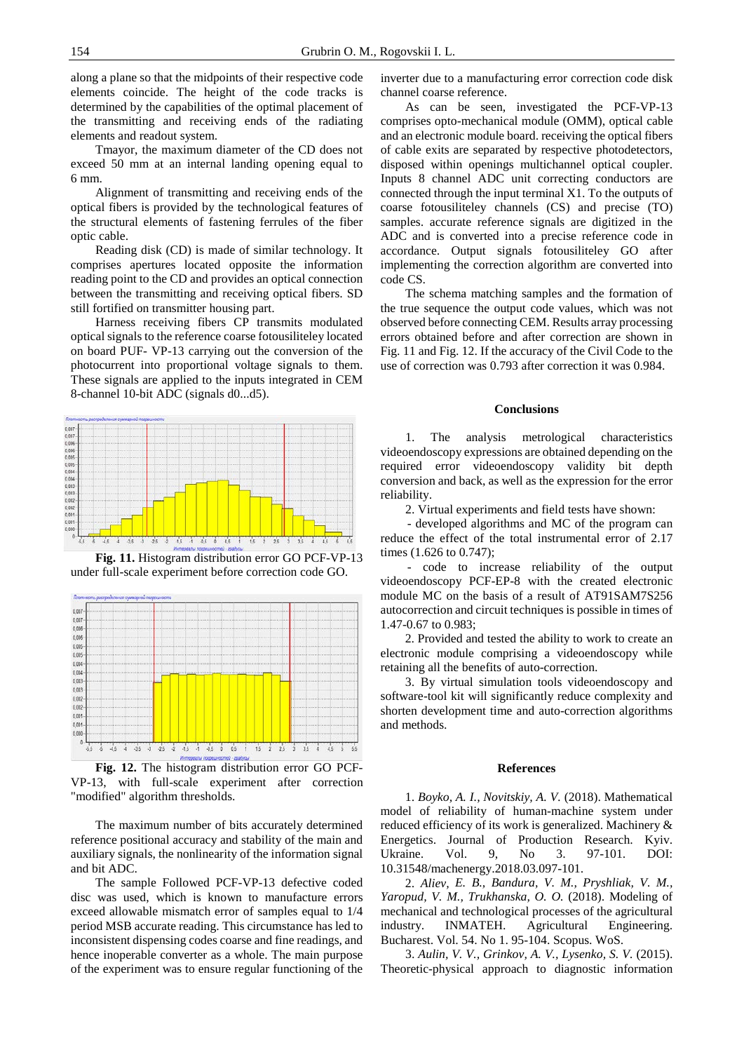along a plane so that the midpoints of their respective code elements coincide. The height of the code tracks is determined by the capabilities of the optimal placement of the transmitting and receiving ends of the radiating elements and readout system.

Tmayor, the maximum diameter of the CD does not exceed 50 mm at an internal landing opening equal to 6 mm.

Alignment of transmitting and receiving ends of the optical fibers is provided by the technological features of the structural elements of fastening ferrules of the fiber optic cable.

Reading disk (CD) is made of similar technology. It comprises apertures located opposite the information reading point to the CD and provides an optical connection between the transmitting and receiving optical fibers. SD still fortified on transmitter housing part.

Harness receiving fibers CP transmits modulated optical signals to the reference coarse fotousiliteley located on board PUF- VP-13 carrying out the conversion of the photocurrent into proportional voltage signals to them. These signals are applied to the inputs integrated in CEM 8-channel 10-bit ADC (signals d0...d5).

**Fig. 11.** Histogram distribution error GO PCF-VP-13 under full-scale experiment before correction code GO.

**Fig. 12.** The histogram distribution error GO PCF-VP-13, with full-scale experiment after correction "modified" algorithm thresholds.

The maximum number of bits accurately determined reference positional accuracy and stability of the main and auxiliary signals, the nonlinearity of the information signal and bit ADC.

The sample Followed PCF-VP-13 defective coded disc was used, which is known to manufacture errors exceed allowable mismatch error of samples equal to 1/4 period MSB accurate reading. This circumstance has led to inconsistent dispensing codes coarse and fine readings, and hence inoperable converter as a whole. The main purpose of the experiment was to ensure regular functioning of the inverter due to a manufacturing error correction code disk channel coarse reference.

As can be seen, investigated the PCF-VP-13 comprises opto-mechanical module (OMM), optical cable and an electronic module board. receiving the optical fibers of cable exits are separated by respective photodetectors, disposed within openings multichannel optical coupler. Inputs 8 channel ADC unit correcting conductors are connected through the input terminal X1. To the outputs of coarse fotousiliteley channels (CS) and precise (TO) samples. accurate reference signals are digitized in the ADC and is converted into a precise reference code in accordance. Output signals fotousiliteley GO after implementing the correction algorithm are converted into code CS.

The schema matching samples and the formation of the true sequence the output code values, which was not observed before connecting CEM. Results array processing errors obtained before and after correction are shown in Fig. 11 and Fig. 12. If the accuracy of the Civil Code to the use of correction was 0.793 after correction it was 0.984.

## Conclusions

1. The analysis metrological characteristics videoendoscopy expressions are obtained depending on the required error videoendoscopy validity bit depth conversion and back, as well as the expression for the error reliability.

2. Virtual experiments and field tests have shown:

- developed algorithms and MC of the program can reduce the effect of the total instrumental error of 2.17 times (1.626 to 0.747);

- code to increase reliability of the output videoendoscopy PCF-EP-8 with the created electronic module MC on the basis of a result of AT91SAM7S256 autocorrection and circuit techniques is possible in times of 1.47-0.67 to 0.983;

2. Provided and tested the ability to work to create an electronic module comprising a videoendoscopy while retaining all the benefits of auto-correction.

3. By virtual simulation tools videoendoscopy and software-tool kit will significantly reduce complexity and shorten development time and auto-correction algorithms and methods.

## References

1. *Boyko, A. I., Novitskiy, A. V.* (2018). Mathematical model of reliability of human-machine system under reduced efficiency of its work is generalized. Machinery & Energetics. Journal of Production Research. Kyiv. Ukraine. Vol. 9, No 3. 97-101. DOI: 10.31548/machenergy.2018.03.097-101.

2. *Aliev, E. B., Bandura, V. M., Pryshliak, V. M., Yaropud, V. M., Trukhanska, O. O.* (2018). Modeling of mechanical and technological processes of the agricultural industry. INMATEH. Agricultural Engineering. Bucharest. Vol. 54. No 1. 95-104. Scopus. WoS.

3. *Aulin, V. V., Grinkov, A. V., Lysenko, S. V.* (2015). Theoretic-physical approach to diagnostic information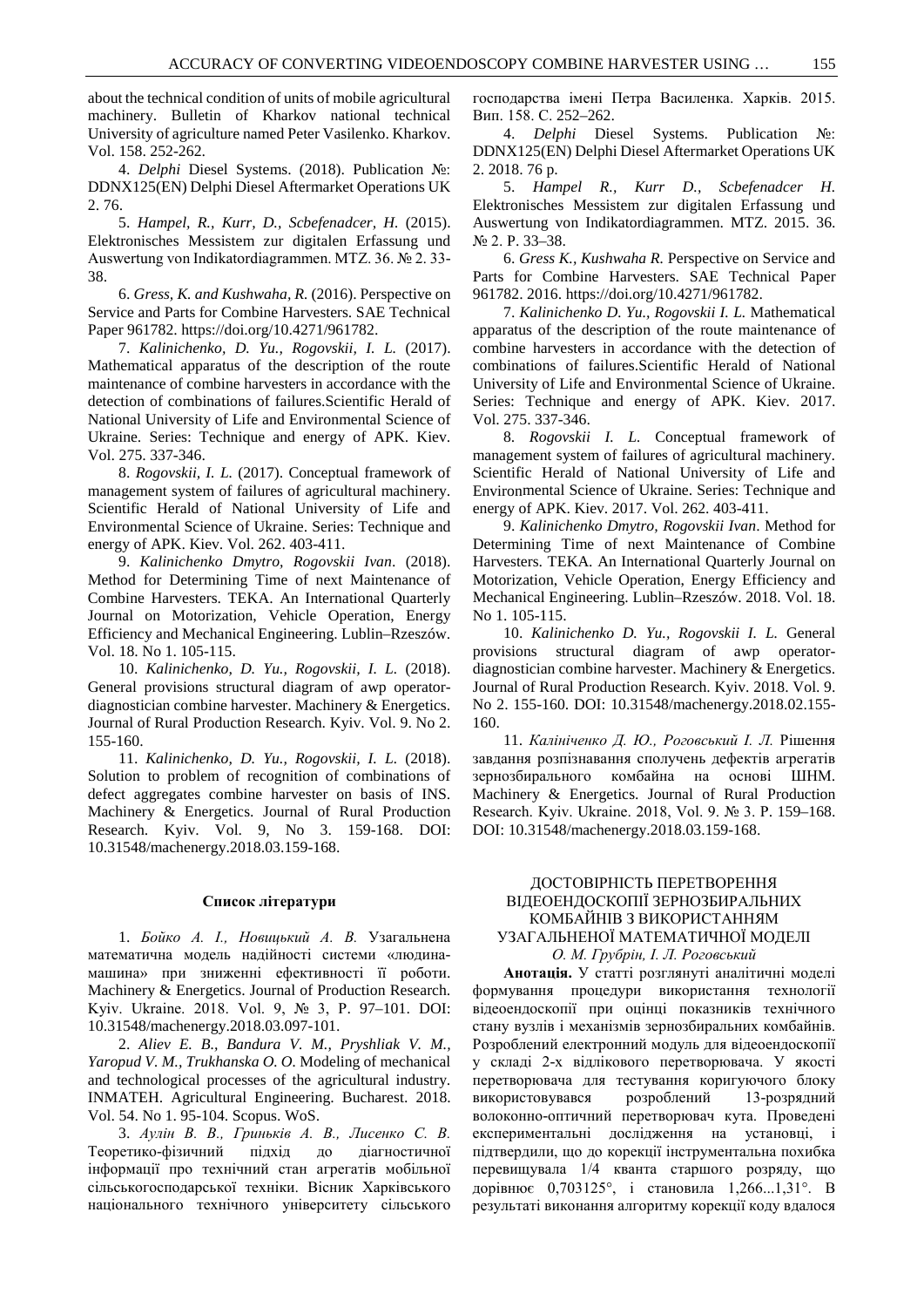about the technical condition of units of mobile agricultural machinery. Bulletin of Kharkov national technical University of agriculture named Peter Vasilenko. Kharkov. Vol. 158. 252-262.

4. *Delphi* Diesel Systems. (2018). Publication №: DDNX125(EN) Delphi Diesel Aftermarket Operations UK 2. 76.

5. *Hampel, R., Kurr, D., Scbefenadcer, H.* (2015). Elektronisches Messistem zur digitalen Erfassung und Auswertung von Indikatordiagrammen. MTZ. 36. № 2. 33-38.

6. *Gress, K. and Kushwaha, R.* (2016). Perspective on Service and Parts for Combine Harvesters. SAE Technical Paper 961782. https://doi.org/10.4271/961782.

7. *Kalinichenko, D. Yu., Rogovskii, I. L.* (2017). Mathematical apparatus of the description of the route maintenance of combine harvesters in accordance with the detection of combinations of failures.Scientific Herald of National University of Life and Environmental Science of Ukraine. Series: Technique and energy of APK. Kiev. Vol. 275. 337-346.

8. *Rogovskii, I. L.* (2017). Conceptual framework of management system of failures of agricultural machinery. Scientific Herald of National University of Life and Environmental Science of Ukraine. Series: Technique and energy of APK. Kiev. Vol. 262. 403-411.

9. *Kalinichenko Dmytro, Rogovskii Ivan*. (2018). Method for Determining Time of next Maintenance of Combine Harvesters. TEKA. An International Quarterly Journal on Motorization, Vehicle Operation, Energy Efficiency and Mechanical Engineering. Lublin–Rzeszów. Vol. 18. No 1. 105-115.

10. *Kalinichenko, D. Yu., Rogovskii, I. L.* (2018). General provisions structural diagram of awp operator-diagnostician combine harvester. Machinery & Energetics. Journal of Rural Production Research. Kyiv. Vol. 9. No 2. 155-160.

11. *Kalinichenko, D. Yu., Rogovskii, I. L.* (2018). Solution to problem of recognition of combinations of defect aggregates combine harvester on basis of INS. Machinery & Energetics. Journal of Rural Production Research. Kyiv. Vol. 9, No 3. 159-168. DOI: 10.31548/machenergy.2018.03.159-168.

## Список літератури

1. *Бойко А. І., Новицький А. В.* Узагальнена математична модель надійності системи «людина-машина» при зниженні ефективності її роботи. Machinery & Energetics. Journal of Production Research. Kyiv. Ukraine. 2018. Vol. 9, № 3, P. 97–101. DOI: 10.31548/machenergy.2018.03.097-101.

2. *Aliev E. B., Bandura V. M., Pryshliak V. M., Yaropud V. M., Trukhanska O. O.* Modeling of mechanical and technological processes of the agricultural industry. INMATEH. Agricultural Engineering. Bucharest. 2018. Vol. 54. No 1. 95-104. Scopus. WoS.

3. *Аулін В. В., Гриньків А. В., Лисенко С. В.* Теоретико-фізичний підхід до діагностичної інформації про технічний стан агрегатів мобільної сільськогосподарської техніки. Вісник Харківського національного технічного університету сільського господарства імені Петра Василенка. Харків. 2015. Вип. 158. С. 252–262.

4. *Delphi* Diesel Systems. Publication №: DDNX125(EN) Delphi Diesel Aftermarket Operations UK 2. 2018. 76 p.

5. *Hampel R., Kurr D., Scbefenadcer H.* Elektronisches Messistem zur digitalen Erfassung und Auswertung von Indikatordiagrammen. MTZ. 2015. 36. № 2. P. 33–38.

6. *Gress K., Kushwaha R.* Perspective on Service and Parts for Combine Harvesters. SAE Technical Paper 961782. 2016. https://doi.org/10.4271/961782.

7. *Kalinichenko D. Yu., Rogovskii I. L.* Mathematical apparatus of the description of the route maintenance of combine harvesters in accordance with the detection of combinations of failures.Scientific Herald of National University of Life and Environmental Science of Ukraine. Series: Technique and energy of APK. Kiev. 2017. Vol. 275. 337-346.

8. *Rogovskii I. L.* Conceptual framework of management system of failures of agricultural machinery. Scientific Herald of National University of Life and Environmental Science of Ukraine. Series: Technique and energy of APK. Kiev. 2017. Vol. 262. 403-411.

9. *Kalinichenko Dmytro, Rogovskii Ivan*. Method for Determining Time of next Maintenance of Combine Harvesters. TEKA. An International Quarterly Journal on Motorization, Vehicle Operation, Energy Efficiency and Mechanical Engineering. Lublin–Rzeszów. 2018. Vol. 18. No 1. 105-115.

10. *Kalinichenko D. Yu., Rogovskii I. L.* General provisions structural diagram of awp operator-diagnostician combine harvester. Machinery & Energetics. Journal of Rural Production Research. Kyiv. 2018. Vol. 9. No 2. 155-160. DOI: 10.31548/machenergy.2018.02.155-160.

11. *Калініченко Д. Ю., Роговський І. Л.* Рішення завдання розпізнавання сполучень дефектів агрегатів зернозбирального комбайна на основі ШНМ. Machinery & Energetics. Journal of Rural Production Research. Kyiv. Ukraine. 2018, Vol. 9. № 3. P. 159–168. DOI: 10.31548/machenergy.2018.03.159-168.

## ДОСТОВІРНІСТЬ ПЕРЕТВОРЕННЯ ВІДЕОЕНДОСКОПІЇ ЗЕРНОЗБИРАЛЬНИХ КОМБАЙНІВ З ВИКОРИСТАННЯМ УЗАГАЛЬНЕНОЇ МАТЕМАТИЧНОЇ МОДЕЛІ

*О. М. Грубрін, І. Л. Роговський*

**Анотація.** У статті розглянуті аналітичні моделі формування процедури використання технології відеоендоскопії при оцінці показників технічного стану вузлів і механізмів зернозбиральних комбайнів. Розроблений електронний модуль для відеоендоскопії у складі 2-х відлікового перетворювача. У якості перетворювача для тестування коригуючого блоку використовувався розроблений 13-розрядний волоконно-оптичний перетворювач кута. Проведені експериментальні дослідження на установці, і підтвердили, що до корекції інструментальна похибка перевищувала 1/4 кванта старшого розряду, що дорівнює 0,703125°, і становила 1,266...1,31°. В результаті виконання алгоритму корекції коду вдалося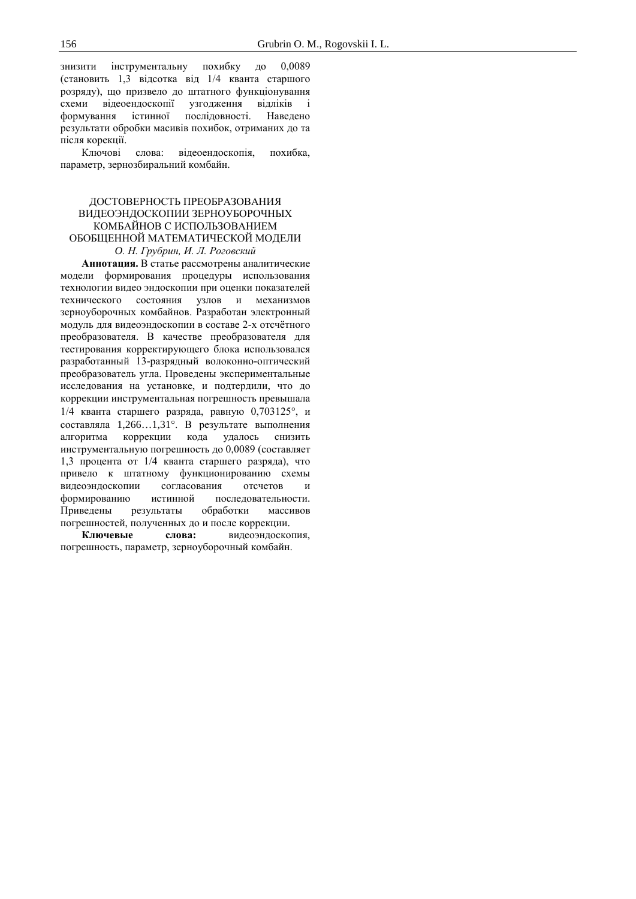знизити інструментальну похибку до 0,0089 (становить 1,3 відсотка від 1/4 кванта старшого розряду), що призвело до штатного функціонування схеми відеоендоскопії узгодження відліків і формування істинної послідовності. Наведено результати обробки масивів похибок, отриманих до та після корекції.

Ключові слова: відеоендоскопія, похибка, параметр, зернозбиральний комбайн.

## ДОСТОВЕРНОСТЬ ПРЕОБРАЗОВАНИЯ ВИДЕОЭНДОСКОПИИ ЗЕРНОУБОРОЧНЫХ КОМБАЙНОВ С ИСПОЛЬЗОВАНИЕМ ОБОБЩЕННОЙ МАТЕМАТИЧЕСКОЙ МОДЕЛИ

*О. Н. Грубрин, И. Л. Роговский*

**Аннотация.** В статье рассмотрены аналитические модели формирования процедуры использования технологии видео эндоскопии при оценки показателей технического состояния узлов и механизмов зерноуборочных комбайнов. Разработан электронный модуль для видеоэндоскопии в составе 2-х отсчётного преобразователя. В качестве преобразователя для тестирования корректирующего блока использовался разработанный 13-разрядный волоконно-оптический преобразователь угла. Проведены экспериментальные исследования на установке, и подтердили, что до коррекции инструментальная погрешность превышала 1/4 кванта старшего разряда, равную 0,703125°, и составляла 1,266…1,31°. В результате выполнения алгоритма коррекции кода удалось снизить инструментальную погрешность до 0,0089 (составляет 1,3 процента от 1/4 кванта старшего разряда), что привело к штатному функционированию схемы видеоэндоскопии согласования отсчетов и формированию истинной последовательности. Приведены результаты обработки массивов погрешностей, полученных до и после коррекции.

**Ключевые слова:** видеоэндоскопия, погрешность, параметр, зерноуборочный комбайн.